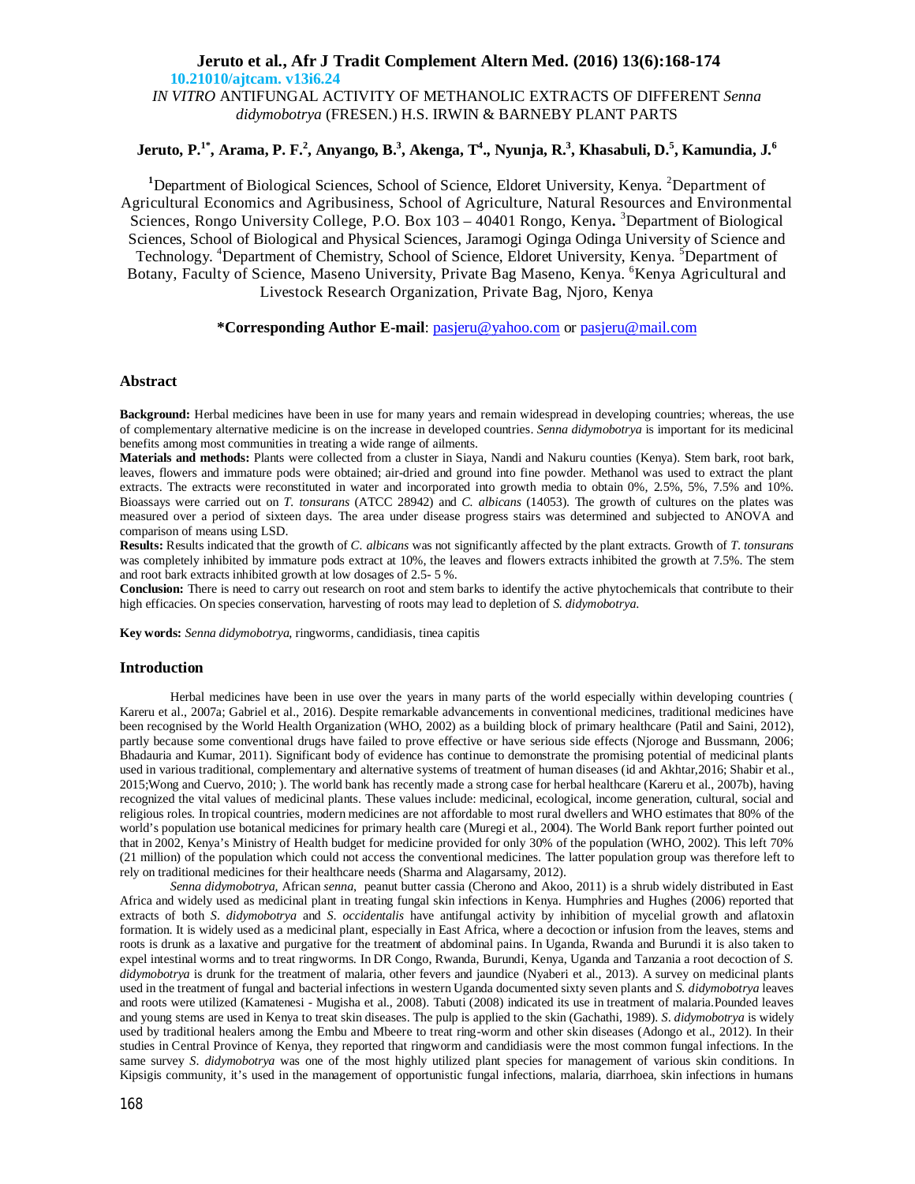10.21010/ajtcam. v13i6.24

# *IN VITRO* ANTIFUNGAL ACTIVITY OF METHANOLIC EXTRACTS OF DIFFERENT *Senna didymobotrya* (FRESEN.) H.S. IRWIN & BARNEBY PLANT PARTS

**Jeruto, P.[1*], Arama, P. F.[2], Anyango, B.[3], Akenga, T[4]., Nyunja, R.[3], Khasabuli, D.[5], Kamundia, J.[6]**

[1]Department of Biological Sciences, School of Science, Eldoret University, Kenya. [2]Department of Agricultural Economics and Agribusiness, School of Agriculture, Natural Resources and Environmental Sciences, Rongo University College, P.O. Box 103 – 40401 Rongo, Kenya**.** [3]Department of Biological Sciences, School of Biological and Physical Sciences, Jaramogi Oginga Odinga University of Science and Technology. [4]Department of Chemistry, School of Science, Eldoret University, Kenya. [5]Department of Botany, Faculty of Science, Maseno University, Private Bag Maseno, Kenya. [6]Kenya Agricultural and Livestock Research Organization, Private Bag, Njoro, Kenya

**\*Corresponding Author E-mail**: pasjeru@yahoo.com or pasjeru@mail.com

## Abstract

**Background:** Herbal medicines have been in use for many years and remain widespread in developing countries; whereas, the use of complementary alternative medicine is on the increase in developed countries. *Senna didymobotrya* is important for its medicinal benefits among most communities in treating a wide range of ailments.

**Materials and methods:** Plants were collected from a cluster in Siaya, Nandi and Nakuru counties (Kenya). Stem bark, root bark, leaves, flowers and immature pods were obtained; air-dried and ground into fine powder. Methanol was used to extract the plant extracts. The extracts were reconstituted in water and incorporated into growth media to obtain 0%, 2.5%, 5%, 7.5% and 10%. Bioassays were carried out on *T. tonsurans* (ATCC 28942) and *C. albicans* (14053). The growth of cultures on the plates was measured over a period of sixteen days. The area under disease progress stairs was determined and subjected to ANOVA and comparison of means using LSD.

**Results:** Results indicated that the growth of *C. albicans* was not significantly affected by the plant extracts. Growth of *T. tonsurans* was completely inhibited by immature pods extract at 10%, the leaves and flowers extracts inhibited the growth at 7.5%. The stem and root bark extracts inhibited growth at low dosages of 2.5- 5 %.

**Conclusion:** There is need to carry out research on root and stem barks to identify the active phytochemicals that contribute to their high efficacies. On species conservation, harvesting of roots may lead to depletion of *S. didymobotrya.*

**Key words:** *Senna didymobotrya*, ringworms, candidiasis, tinea capitis

## Introduction

Herbal medicines have been in use over the years in many parts of the world especially within developing countries ( Kareru et al., 2007a; Gabriel et al., 2016). Despite remarkable advancements in conventional medicines, traditional medicines have been recognised by the World Health Organization (WHO, 2002) as a building block of primary healthcare (Patil and Saini, 2012), partly because some conventional drugs have failed to prove effective or have serious side effects (Njoroge and Bussmann, 2006; Bhadauria and Kumar, 2011). Significant body of evidence has continue to demonstrate the promising potential of medicinal plants used in various traditional, complementary and alternative systems of treatment of human diseases (id and Akhtar,2016; Shabir et al., 2015;Wong and Cuervo, 2010; ). The world bank has recently made a strong case for herbal healthcare (Kareru et al., 2007b), having recognized the vital values of medicinal plants. These values include: medicinal, ecological, income generation, cultural, social and religious roles. In tropical countries, modern medicines are not affordable to most rural dwellers and WHO estimates that 80% of the world's population use botanical medicines for primary health care (Muregi et al., 2004). The World Bank report further pointed out that in 2002, Kenya's Ministry of Health budget for medicine provided for only 30% of the population (WHO, 2002). This left 70% (21 million) of the population which could not access the conventional medicines. The latter population group was therefore left to rely on traditional medicines for their healthcare needs (Sharma and Alagarsamy, 2012).

*Senna didymobotrya*, African *senna*, peanut butter cassia (Cherono and Akoo, 2011) is a shrub widely distributed in East Africa and widely used as medicinal plant in treating fungal skin infections in Kenya. Humphries and Hughes (2006) reported that extracts of both *S. didymobotrya* and *S. occidentalis* have antifungal activity by inhibition of mycelial growth and aflatoxin formation. It is widely used as a medicinal plant, especially in East Africa, where a decoction or infusion from the leaves, stems and roots is drunk as a laxative and purgative for the treatment of abdominal pains. In Uganda, Rwanda and Burundi it is also taken to expel intestinal worms and to treat ringworms. In DR Congo, Rwanda, Burundi, Kenya, Uganda and Tanzania a root decoction of *S. didymobotrya* is drunk for the treatment of malaria, other fevers and jaundice (Nyaberi et al., 2013). A survey on medicinal plants used in the treatment of fungal and bacterial infections in western Uganda documented sixty seven plants and *S. didymobotrya* leaves and roots were utilized (Kamatenesi - Mugisha et al., 2008). Tabuti (2008) indicated its use in treatment of malaria.Pounded leaves and young stems are used in Kenya to treat skin diseases. The pulp is applied to the skin (Gachathi, 1989). *S. didymobotrya* is widely used by traditional healers among the Embu and Mbeere to treat ring-worm and other skin diseases (Adongo et al., 2012). In their studies in Central Province of Kenya, they reported that ringworm and candidiasis were the most common fungal infections. In the same survey *S. didymobotrya* was one of the most highly utilized plant species for management of various skin conditions. In Kipsigis community, it's used in the management of opportunistic fungal infections, malaria, diarrhoea, skin infections in humans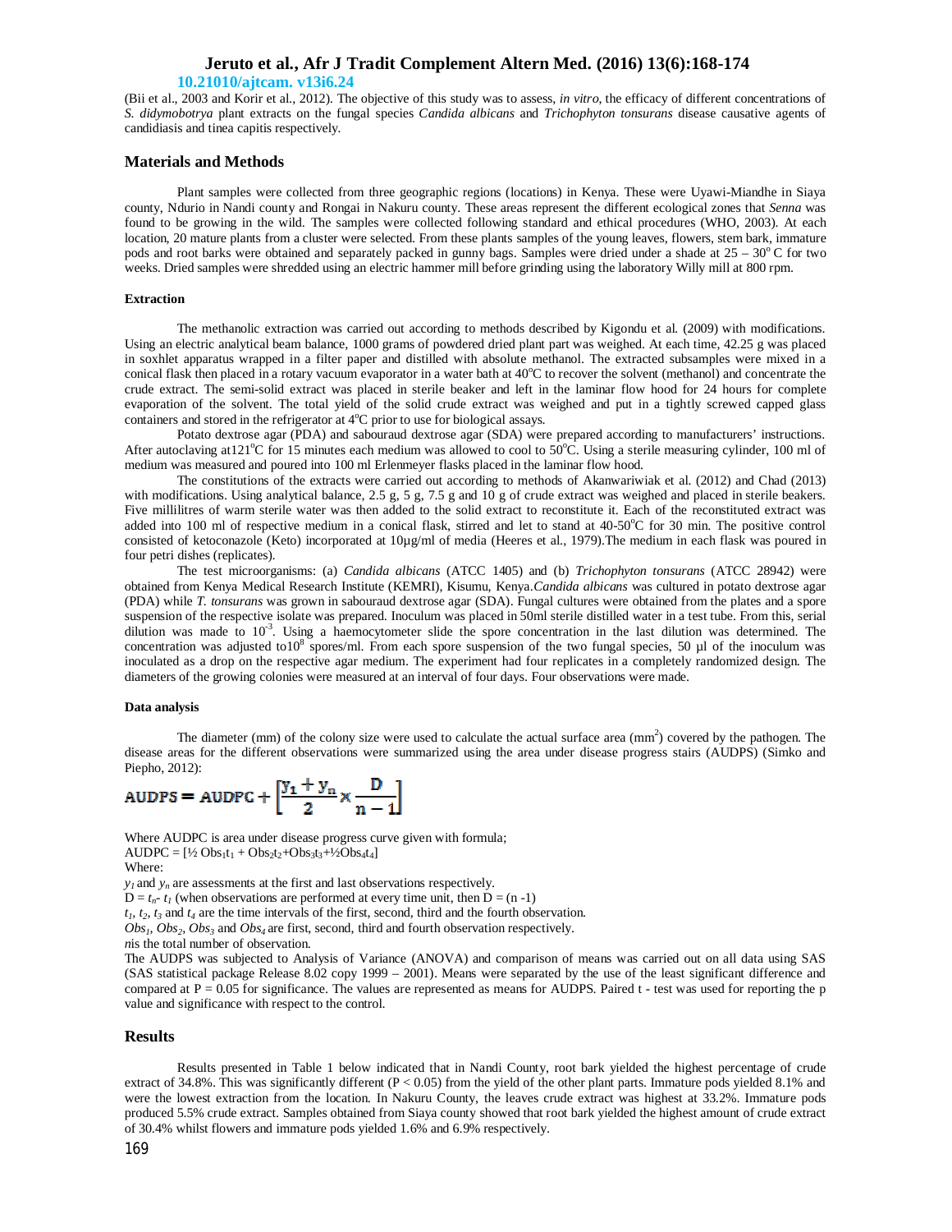(Bii et al., 2003 and Korir et al., 2012). The objective of this study was to assess, *in vitro*, the efficacy of different concentrations of *S. didymobotrya* plant extracts on the fungal species *Candida albicans* and *Trichophyton tonsurans* disease causative agents of candidiasis and tinea capitis respectively.

## Materials and Methods

Plant samples were collected from three geographic regions (locations) in Kenya. These were Uyawi-Miandhe in Siaya county, Ndurio in Nandi county and Rongai in Nakuru county. These areas represent the different ecological zones that *Senna* was found to be growing in the wild. The samples were collected following standard and ethical procedures (WHO, 2003). At each location, 20 mature plants from a cluster were selected. From these plants samples of the young leaves, flowers, stem bark, immature pods and root barks were obtained and separately packed in gunny bags. Samples were dried under a shade at 25 – 30° C for two weeks. Dried samples were shredded using an electric hammer mill before grinding using the laboratory Willy mill at 800 rpm.

### Extraction

The methanolic extraction was carried out according to methods described by Kigondu et al. (2009) with modifications. Using an electric analytical beam balance, 1000 grams of powdered dried plant part was weighed. At each time, 42.25 g was placed in soxhlet apparatus wrapped in a filter paper and distilled with absolute methanol. The extracted subsamples were mixed in a conical flask then placed in a rotary vacuum evaporator in a water bath at 40°C to recover the solvent (methanol) and concentrate the crude extract. The semi-solid extract was placed in sterile beaker and left in the laminar flow hood for 24 hours for complete evaporation of the solvent. The total yield of the solid crude extract was weighed and put in a tightly screwed capped glass containers and stored in the refrigerator at 4°C prior to use for biological assays.

Potato dextrose agar (PDA) and sabouraud dextrose agar (SDA) were prepared according to manufacturers' instructions. After autoclaving at121°C for 15 minutes each medium was allowed to cool to 50°C. Using a sterile measuring cylinder, 100 ml of medium was measured and poured into 100 ml Erlenmeyer flasks placed in the laminar flow hood.

The constitutions of the extracts were carried out according to methods of Akanwariwiak et al. (2012) and Chad (2013) with modifications. Using analytical balance, 2.5 g, 5 g, 7.5 g and 10 g of crude extract was weighed and placed in sterile beakers. Five millilitres of warm sterile water was then added to the solid extract to reconstitute it. Each of the reconstituted extract was added into 100 ml of respective medium in a conical flask, stirred and let to stand at 40-50°C for 30 min. The positive control consisted of ketoconazole (Keto) incorporated at 10µg/ml of media (Heeres et al., 1979).The medium in each flask was poured in four petri dishes (replicates).

The test microorganisms: (a) *Candida albicans* (ATCC 1405) and (b) *Trichophyton tonsurans* (ATCC 28942) were obtained from Kenya Medical Research Institute (KEMRI), Kisumu, Kenya.*Candida albicans* was cultured in potato dextrose agar (PDA) while *T. tonsurans* was grown in sabouraud dextrose agar (SDA). Fungal cultures were obtained from the plates and a spore suspension of the respective isolate was prepared. Inoculum was placed in 50ml sterile distilled water in a test tube. From this, serial dilution was made to $10^{-3}$. Using a haemocytometer slide the spore concentration in the last dilution was determined. The concentration was adjusted to$10^{8}$ spores/ml. From each spore suspension of the two fungal species, 50 µl of the inoculum was inoculated as a drop on the respective agar medium. The experiment had four replicates in a completely randomized design. The diameters of the growing colonies were measured at an interval of four days. Four observations were made.

### Data analysis

The diameter (mm) of the colony size were used to calculate the actual surface area ($mm^2$) covered by the pathogen. The disease areas for the different observations were summarized using the area under disease progress stairs (AUDPS) (Simko and Piepho, 2012):

$$\text{AUDPS} = \text{AUDPC} + \left[\frac{y_1 + y_n}{2} \times \frac{D}{n-1}\right]$$

Where AUDPC is area under disease progress curve given with formula;
AUDPC = $[\frac{1}{2}\, Obs_1 t_1 + Obs_2 t_2 + Obs_3 t_3 + \frac{1}{2} Obs_4 t_4]$
Where:
$y_1$ and $y_n$ are assessments at the first and last observations respectively.
$D = t_n - t_1$ (when observations are performed at every time unit, then $D = (n - 1)$
$t_1$, $t_2$, $t_3$ and $t_4$ are the time intervals of the first, second, third and the fourth observation.
$Obs_1$, $Obs_2$, $Obs_3$ and $Obs_4$ are first, second, third and fourth observation respectively.
*n*is the total number of observation.
The AUDPS was subjected to Analysis of Variance (ANOVA) and comparison of means was carried out on all data using SAS (SAS statistical package Release 8.02 copy 1999 – 2001). Means were separated by the use of the least significant difference and compared at $P = 0.05$ for significance. The values are represented as means for AUDPS. Paired t - test was used for reporting the p value and significance with respect to the control.

## Results

Results presented in Table 1 below indicated that in Nandi County, root bark yielded the highest percentage of crude extract of 34.8%. This was significantly different ($P < 0.05$) from the yield of the other plant parts. Immature pods yielded 8.1% and were the lowest extraction from the location. In Nakuru County, the leaves crude extract was highest at 33.2%. Immature pods produced 5.5% crude extract. Samples obtained from Siaya county showed that root bark yielded the highest amount of crude extract of 30.4% whilst flowers and immature pods yielded 1.6% and 6.9% respectively.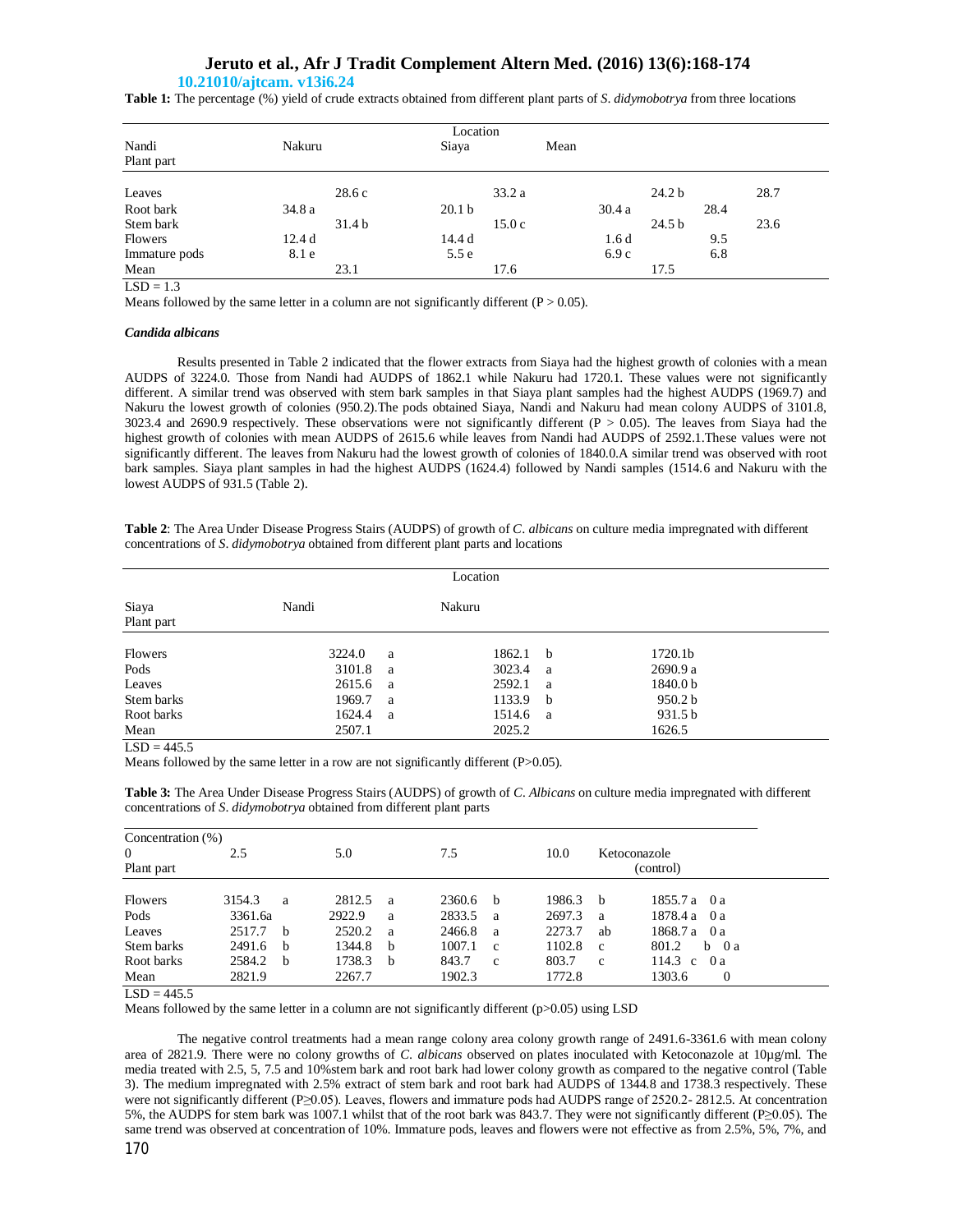**Table 1:** The percentage (%) yield of crude extracts obtained from different plant parts of *S. didymobotrya* from three locations

| | Location | | | |
|---|---|---|---|---|
| Plant part | Nandi | Nakuru | Siaya | Mean |
| Leaves | 28.6 c | 33.2 a | 24.2 b | 28.7 |
| Root bark | 34.8 a | 20.1 b | 30.4 a | 28.4 |
| Stem bark | 31.4 b | 15.0 c | 24.5 b | 23.6 |
| Flowers | 12.4 d | 14.4 d | 1.6 d | 9.5 |
| Immature pods | 8.1 e | 5.5 e | 6.9 c | 6.8 |
| Mean | 23.1 | 17.6 | 17.5 | |

LSD = 1.3

Means followed by the same letter in a column are not significantly different (P > 0.05).

### *Candida albicans*

Results presented in Table 2 indicated that the flower extracts from Siaya had the highest growth of colonies with a mean AUDPS of 3224.0. Those from Nandi had AUDPS of 1862.1 while Nakuru had 1720.1. These values were not significantly different. A similar trend was observed with stem bark samples in that Siaya plant samples had the highest AUDPS (1969.7) and Nakuru the lowest growth of colonies (950.2).The pods obtained Siaya, Nandi and Nakuru had mean colony AUDPS of 3101.8, 3023.4 and 2690.9 respectively. These observations were not significantly different (P > 0.05). The leaves from Siaya had the highest growth of colonies with mean AUDPS of 2615.6 while leaves from Nandi had AUDPS of 2592.1.These values were not significantly different. The leaves from Nakuru had the lowest growth of colonies of 1840.0.A similar trend was observed with root bark samples. Siaya plant samples in had the highest AUDPS (1624.4) followed by Nandi samples (1514.6 and Nakuru with the lowest AUDPS of 931.5 (Table 2).

**Table 2**: The Area Under Disease Progress Stairs (AUDPS) of growth of *C. albicans* on culture media impregnated with different concentrations of *S. didymobotrya* obtained from different plant parts and locations

| | Location | | |
|---|---|---|---|
| Plant part | Siaya | Nandi | Nakuru |
| Flowers | 3224.0 a | 1862.1 b | 1720.1b |
| Pods | 3101.8 a | 3023.4 a | 2690.9 a |
| Leaves | 2615.6 a | 2592.1 a | 1840.0 b |
| Stem barks | 1969.7 a | 1133.9 b | 950.2 b |
| Root barks | 1624.4 a | 1514.6 a | 931.5 b |
| Mean | 2507.1 | 2025.2 | 1626.5 |

LSD = 445.5

Means followed by the same letter in a row are not significantly different (P>0.05).

**Table 3:** The Area Under Disease Progress Stairs (AUDPS) of growth of *C. Albicans* on culture media impregnated with different concentrations of *S. didymobotrya* obtained from different plant parts

| | Concentration (%) | | | | | |
|---|---|---|---|---|---|---|
| Plant part | 0 | 2.5 | 5.0 | 7.5 | 10.0 | Ketoconazole (control) |
| Flowers | 3154.3 a | 2812.5 a | 2360.6 b | 1986.3 b | 1855.7 a | 0 a |
| Pods | 3361.6a | 2922.9 a | 2833.5 a | 2697.3 a | 1878.4 a | 0 a |
| Leaves | 2517.7 b | 2520.2 a | 2466.8 a | 2273.7 ab | 1868.7 a | 0 a |
| Stem barks | 2491.6 b | 1344.8 b | 1007.1 c | 1102.8 c | 801.2 b | 0 a |
| Root barks | 2584.2 b | 1738.3 b | 843.7 c | 803.7 c | 114.3 c | 0 a |
| Mean | 2821.9 | 2267.7 | 1902.3 | 1772.8 | 1303.6 | 0 |

LSD = 445.5

Means followed by the same letter in a column are not significantly different (p>0.05) using LSD

The negative control treatments had a mean range colony area colony growth range of 2491.6-3361.6 with mean colony area of 2821.9. There were no colony growths of *C. albicans* observed on plates inoculated with Ketoconazole at 10µg/ml. The media treated with 2.5, 5, 7.5 and 10%stem bark and root bark had lower colony growth as compared to the negative control (Table 3). The medium impregnated with 2.5% extract of stem bark and root bark had AUDPS of 1344.8 and 1738.3 respectively. These were not significantly different (P≥0.05). Leaves, flowers and immature pods had AUDPS range of 2520.2- 2812.5. At concentration 5%, the AUDPS for stem bark was 1007.1 whilst that of the root bark was 843.7. They were not significantly different (P≥0.05). The same trend was observed at concentration of 10%. Immature pods, leaves and flowers were not effective as from 2.5%, 5%, 7%, and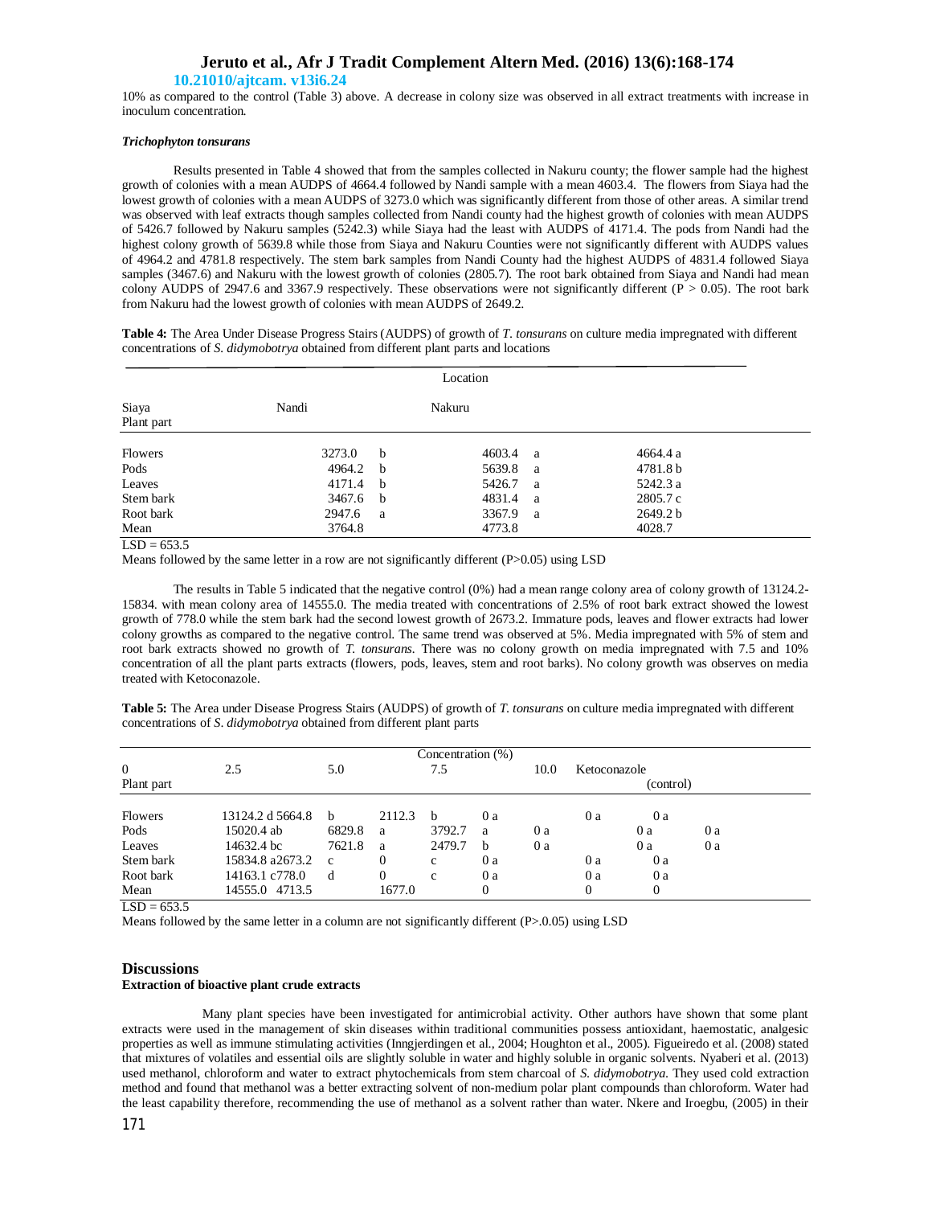10% as compared to the control (Table 3) above. A decrease in colony size was observed in all extract treatments with increase in inoculum concentration.

### *Trichophyton tonsurans*

Results presented in Table 4 showed that from the samples collected in Nakuru county; the flower sample had the highest growth of colonies with a mean AUDPS of 4664.4 followed by Nandi sample with a mean 4603.4. The flowers from Siaya had the lowest growth of colonies with a mean AUDPS of 3273.0 which was significantly different from those of other areas. A similar trend was observed with leaf extracts though samples collected from Nandi county had the highest growth of colonies with mean AUDPS of 5426.7 followed by Nakuru samples (5242.3) while Siaya had the least with AUDPS of 4171.4. The pods from Nandi had the highest colony growth of 5639.8 while those from Siaya and Nakuru Counties were not significantly different with AUDPS values of 4964.2 and 4781.8 respectively. The stem bark samples from Nandi County had the highest AUDPS of 4831.4 followed Siaya samples (3467.6) and Nakuru with the lowest growth of colonies (2805.7). The root bark obtained from Siaya and Nandi had mean colony AUDPS of 2947.6 and 3367.9 respectively. These observations were not significantly different ($P > 0.05$). The root bark from Nakuru had the lowest growth of colonies with mean AUDPS of 2649.2.

**Table 4:** The Area Under Disease Progress Stairs (AUDPS) of growth of *T. tonsurans* on culture media impregnated with different concentrations of *S. didymobotrya* obtained from different plant parts and locations

| | Location | | |
|---|---|---|---|
| Plant part | Siaya | Nandi | Nakuru |
| Flowers | 3273.0 b | 4603.4 a | 4664.4 a |
| Pods | 4964.2 b | 5639.8 a | 4781.8 b |
| Leaves | 4171.4 b | 5426.7 a | 5242.3 a |
| Stem bark | 3467.6 b | 4831.4 a | 2805.7 c |
| Root bark | 2947.6 a | 3367.9 a | 2649.2 b |
| Mean | 3764.8 | 4773.8 | 4028.7 |

LSD = 653.5

Means followed by the same letter in a row are not significantly different (P>0.05) using LSD

The results in Table 5 indicated that the negative control (0%) had a mean range colony area of colony growth of 13124.2-15834. with mean colony area of 14555.0. The media treated with concentrations of 2.5% of root bark extract showed the lowest growth of 778.0 while the stem bark had the second lowest growth of 2673.2. Immature pods, leaves and flower extracts had lower colony growths as compared to the negative control. The same trend was observed at 5%. Media impregnated with 5% of stem and root bark extracts showed no growth of *T. tonsurans*. There was no colony growth on media impregnated with 7.5 and 10% concentration of all the plant parts extracts (flowers, pods, leaves, stem and root barks). No colony growth was observes on media treated with Ketoconazole.

**Table 5:** The Area under Disease Progress Stairs (AUDPS) of growth of *T. tonsurans* on culture media impregnated with different concentrations of *S. didymobotrya* obtained from different plant parts

| | Concentration (%) | | | | | |
|---|---|---|---|---|---|---|
| Plant part | 0 | 2.5 | 5.0 | 7.5 | 10.0 | Ketoconazole (control) |
| Flowers | 13124.2 d | 5664.8 b | 2112.3 b | 0 a | 0 a | 0 a |
| Pods | 15020.4 ab | 6829.8 a | 3792.7 a | 0 a | 0 a | 0 a |
| Leaves | 14632.4 bc | 7621.8 a | 2479.7 b | 0 a | 0 a | 0 a |
| Stem bark | 15834.8 a | 2673.2 c | 0 c | 0 a | 0 a | 0 a |
| Root bark | 14163.1 c | 778.0 d | 0 c | 0 a | 0 a | 0 a |
| Mean | 14555.0 | 4713.5 | 1677.0 | 0 | 0 | 0 |

LSD = 653.5

Means followed by the same letter in a column are not significantly different (P>.0.05) using LSD

## Discussions

### Extraction of bioactive plant crude extracts

Many plant species have been investigated for antimicrobial activity. Other authors have shown that some plant extracts were used in the management of skin diseases within traditional communities possess antioxidant, haemostatic, analgesic properties as well as immune stimulating activities (Inngjerdingen et al., 2004; Houghton et al., 2005). Figueiredo et al. (2008) stated that mixtures of volatiles and essential oils are slightly soluble in water and highly soluble in organic solvents. Nyaberi et al. (2013) used methanol, chloroform and water to extract phytochemicals from stem charcoal of *S. didymobotrya.* They used cold extraction method and found that methanol was a better extracting solvent of non-medium polar plant compounds than chloroform. Water had the least capability therefore, recommending the use of methanol as a solvent rather than water. Nkere and Iroegbu, (2005) in their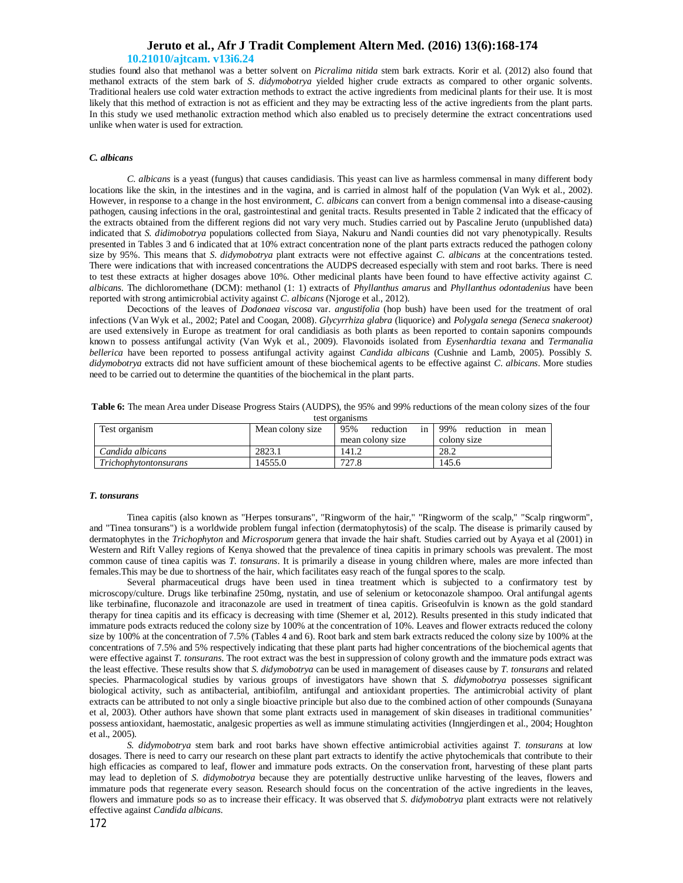studies found also that methanol was a better solvent on *Picralima nitida* stem bark extracts. Korir et al. (2012) also found that methanol extracts of the stem bark of *S. didymobotrya* yielded higher crude extracts as compared to other organic solvents. Traditional healers use cold water extraction methods to extract the active ingredients from medicinal plants for their use. It is most likely that this method of extraction is not as efficient and they may be extracting less of the active ingredients from the plant parts. In this study we used methanolic extraction method which also enabled us to precisely determine the extract concentrations used unlike when water is used for extraction.

### *C. albicans*

*C. albicans* is a yeast (fungus) that causes candidiasis. This yeast can live as harmless commensal in many different body locations like the skin, in the intestines and in the vagina, and is carried in almost half of the population (Van Wyk et al., 2002). However, in response to a change in the host environment, *C. albicans* can convert from a benign commensal into a disease-causing pathogen, causing infections in the oral, gastrointestinal and genital tracts. Results presented in Table 2 indicated that the efficacy of the extracts obtained from the different regions did not vary very much. Studies carried out by Pascaline Jeruto (unpublished data) indicated that *S. didimobotrya* populations collected from Siaya, Nakuru and Nandi counties did not vary phenotypically. Results presented in Tables 3 and 6 indicated that at 10% extract concentration none of the plant parts extracts reduced the pathogen colony size by 95%. This means that *S. didymobotrya* plant extracts were not effective against *C. albicans* at the concentrations tested. There were indications that with increased concentrations the AUDPS decreased especially with stem and root barks. There is need to test these extracts at higher dosages above 10%. Other medicinal plants have been found to have effective activity against *C. albicans*. The dichloromethane (DCM): methanol (1: 1) extracts of *Phyllanthus amarus* and *Phyllanthus odontadenius* have been reported with strong antimicrobial activity against *C. albicans* (Njoroge et al., 2012).

Decoctions of the leaves of *Dodonaea viscosa* var. *angustifolia* (hop bush) have been used for the treatment of oral infections (Van Wyk et al., 2002; Patel and Coogan, 2008). *Glycyrrhiza glabra* (liquorice) and *Polygala senega (Seneca snakeroot)* are used extensively in Europe as treatment for oral candidiasis as both plants as been reported to contain saponins compounds known to possess antifungal activity (Van Wyk et al., 2009). Flavonoids isolated from *Eysenhardtia texana* and *Termanalia bellerica* have been reported to possess antifungal activity against *Candida albicans* (Cushnie and Lamb, 2005). Possibly *S. didymobotrya* extracts did not have sufficient amount of these biochemical agents to be effective against *C. albicans*. More studies need to be carried out to determine the quantities of the biochemical in the plant parts.

**Table 6:** The mean Area under Disease Progress Stairs (AUDPS), the 95% and 99% reductions of the mean colony sizes of the four test organisms

| Test organism | Mean colony size | 95% reduction in mean colony size | 99% reduction in mean colony size |
|---|---|---|---|
| *Candida albicans* | 2823.1 | 141.2 | 28.2 |
| *Trichophytontonsurans* | 14555.0 | 727.8 | 145.6 |

### *T. tonsurans*

Tinea capitis (also known as "Herpes tonsurans", "Ringworm of the hair," "Ringworm of the scalp," "Scalp ringworm", and "Tinea tonsurans") is a worldwide problem fungal infection (dermatophytosis) of the scalp. The disease is primarily caused by dermatophytes in the *Trichophyton* and *Microsporum* genera that invade the hair shaft. Studies carried out by Ayaya et al (2001) in Western and Rift Valley regions of Kenya showed that the prevalence of tinea capitis in primary schools was prevalent. The most common cause of tinea capitis was *T. tonsurans*. It is primarily a disease in young children where, males are more infected than females.This may be due to shortness of the hair, which facilitates easy reach of the fungal spores to the scalp.

Several pharmaceutical drugs have been used in tinea treatment which is subjected to a confirmatory test by microscopy/culture. Drugs like terbinafine 250mg, nystatin, and use of selenium or ketoconazole shampoo. Oral antifungal agents like terbinafine, fluconazole and itraconazole are used in treatment of tinea capitis. Griseofulvin is known as the gold standard therapy for tinea capitis and its efficacy is decreasing with time (Shemer et al, 2012). Results presented in this study indicated that immature pods extracts reduced the colony size by 100% at the concentration of 10%. Leaves and flower extracts reduced the colony size by 100% at the concentration of 7.5% (Tables 4 and 6). Root bark and stem bark extracts reduced the colony size by 100% at the concentrations of 7.5% and 5% respectively indicating that these plant parts had higher concentrations of the biochemical agents that were effective against *T. tonsurans*. The root extract was the best in suppression of colony growth and the immature pods extract was the least effective. These results show that *S. didymobotrya* can be used in management of diseases cause by *T. tonsurans* and related species. Pharmacological studies by various groups of investigators have shown that *S. didymobotrya* possesses significant biological activity, such as antibacterial, antibiofilm, antifungal and antioxidant properties. The antimicrobial activity of plant extracts can be attributed to not only a single bioactive principle but also due to the combined action of other compounds (Sunayana et al, 2003). Other authors have shown that some plant extracts used in management of skin diseases in traditional communities' possess antioxidant, haemostatic, analgesic properties as well as immune stimulating activities (Inngjerdingen et al., 2004; Houghton et al., 2005).

*S. didymobotrya* stem bark and root barks have shown effective antimicrobial activities against *T. tonsurans* at low dosages. There is need to carry our research on these plant part extracts to identify the active phytochemicals that contribute to their high efficacies as compared to leaf, flower and immature pods extracts. On the conservation front, harvesting of these plant parts may lead to depletion of *S. didymobotrya* because they are potentially destructive unlike harvesting of the leaves, flowers and immature pods that regenerate every season. Research should focus on the concentration of the active ingredients in the leaves, flowers and immature pods so as to increase their efficacy. It was observed that *S. didymobotrya* plant extracts were not relatively effective against *Candida albicans*.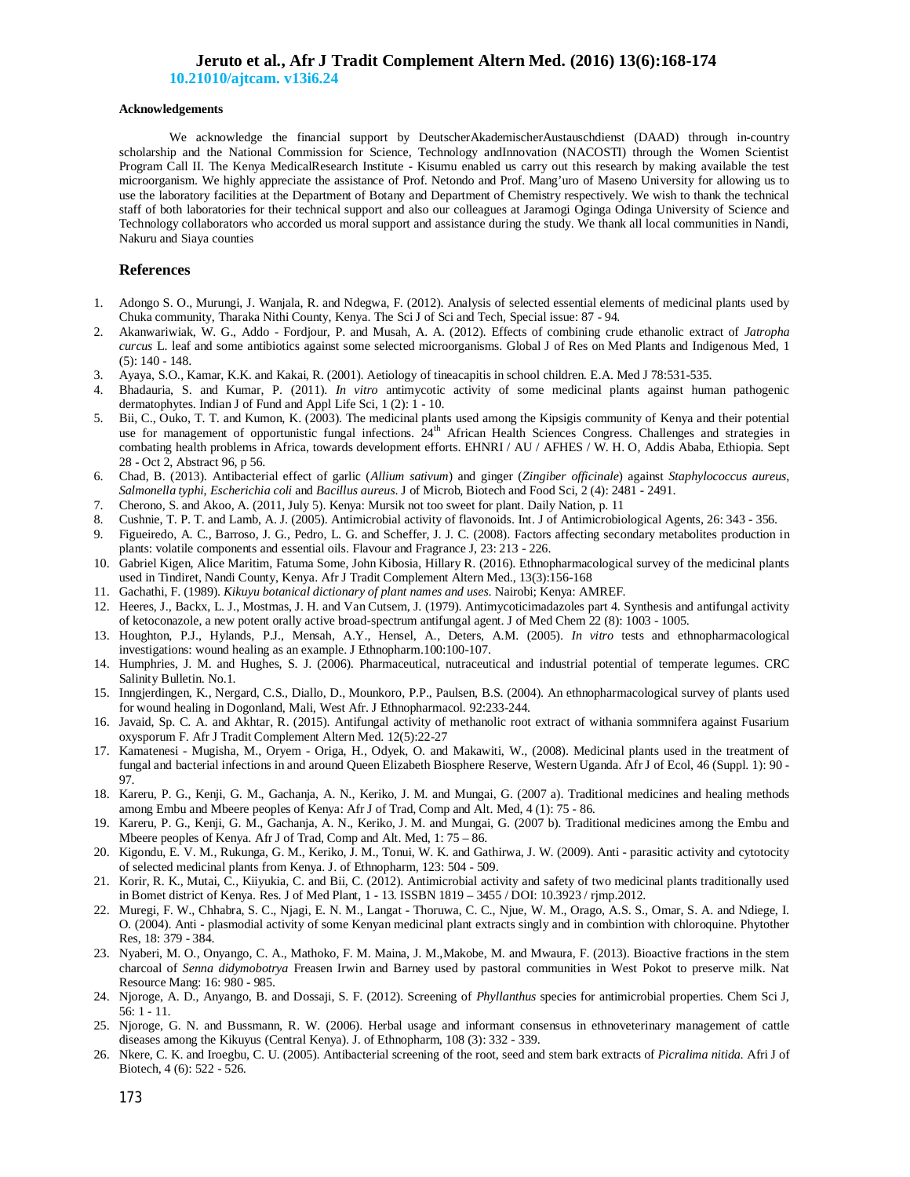**Acknowledgements**

We acknowledge the financial support by DeutscherAkademischerAustauschdienst (DAAD) through in-country scholarship and the National Commission for Science, Technology andInnovation (NACOSTI) through the Women Scientist Program Call II. The Kenya MedicalResearch Institute - Kisumu enabled us carry out this research by making available the test microorganism. We highly appreciate the assistance of Prof. Netondo and Prof. Mang'uro of Maseno University for allowing us to use the laboratory facilities at the Department of Botany and Department of Chemistry respectively. We wish to thank the technical staff of both laboratories for their technical support and also our colleagues at Jaramogi Oginga Odinga University of Science and Technology collaborators who accorded us moral support and assistance during the study. We thank all local communities in Nandi, Nakuru and Siaya counties

## References

1. Adongo S. O., Murungi, J. Wanjala, R. and Ndegwa, F. (2012). Analysis of selected essential elements of medicinal plants used by Chuka community, Tharaka Nithi County, Kenya. The Sci J of Sci and Tech, Special issue: 87 - 94.
2. Akanwariwiak, W. G., Addo - Fordjour, P. and Musah, A. A. (2012). Effects of combining crude ethanolic extract of *Jatropha curcus* L. leaf and some antibiotics against some selected microorganisms. Global J of Res on Med Plants and Indigenous Med, 1 (5): 140 - 148.
3. Ayaya, S.O., Kamar, K.K. and Kakai, R. (2001). Aetiology of tineacapitis in school children. E.A. Med J 78:531-535.
4. Bhadauria, S. and Kumar, P. (2011). *In vitro* antimycotic activity of some medicinal plants against human pathogenic dermatophytes. Indian J of Fund and Appl Life Sci, 1 (2): 1 - 10.
5. Bii, C., Ouko, T. T. and Kumon, K. (2003). The medicinal plants used among the Kipsigis community of Kenya and their potential use for management of opportunistic fungal infections. 24th African Health Sciences Congress. Challenges and strategies in combating health problems in Africa, towards development efforts. EHNRI / AU / AFHES / W. H. O, Addis Ababa, Ethiopia. Sept 28 - Oct 2, Abstract 96, p 56.
6. Chad, B. (2013). Antibacterial effect of garlic (*Allium sativum*) and ginger (*Zingiber officinale*) against *Staphylocaccus aureus*, *Salmonella typhi*, *Escherichia coli* and *Bacillus aureus*. J of Microb, Biotech and Food Sci, 2 (4): 2481 - 2491.
7. Cherono, S. and Akoo, A. (2011, July 5). Kenya: Mursik not too sweet for plant. Daily Nation, p. 11
8. Cushnie, T. P. T. and Lamb, A. J. (2005). Antimicrobial activity of flavonoids. Int. J of Antimicrobiological Agents, 26: 343 - 356.
9. Figueiredo, A. C., Barroso, J. G., Pedro, L. G. and Scheffer, J. J. C. (2008). Factors affecting secondary metabolites production in plants: volatile components and essential oils. Flavour and Fragrance J, 23: 213 - 226.
10. Gabriel Kigen, Alice Maritim, Fatuma Some, John Kibosia, Hillary R. (2016). Ethnopharmacological survey of the medicinal plants used in Tindiret, Nandi County, Kenya. Afr J Tradit Complement Altern Med., 13(3):156-168
11. Gachathi, F. (1989). *Kikuyu botanical dictionary of plant names and uses*. Nairobi; Kenya: AMREF.
12. Heeres, J., Backx, L. J., Mostmas, J. H. and Van Cutsem, J. (1979). Antimycoticimadazoles part 4. Synthesis and antifungal activity of ketoconazole, a new potent orally active broad-spectrum antifungal agent. J of Med Chem 22 (8): 1003 - 1005.
13. Houghton, P.J., Hylands, P.J., Mensah, A.Y., Hensel, A., Deters, A.M. (2005). *In vitro* tests and ethnopharmacological investigations: wound healing as an example. J Ethnopharm.100:100-107.
14. Humphries, J. M. and Hughes, S. J. (2006). Pharmaceutical, nutraceutical and industrial potential of temperate legumes. CRC Salinity Bulletin. No.1.
15. Inngjerdingen, K., Nergard, C.S., Diallo, D., Mounkoro, P.P., Paulsen, B.S. (2004). An ethnopharmacological survey of plants used for wound healing in Dogonland, Mali, West Afr. J Ethnopharmacol. 92:233-244.
16. Javaid, Sp. C. A. and Akhtar, R. (2015). Antifungal activity of methanolic root extract of withania sommnifera against Fusarium oxysporum F. Afr J Tradit Complement Altern Med. 12(5):22-27
17. Kamatenesi - Mugisha, M., Oryem - Origa, H., Odyek, O. and Makawiti, W., (2008). Medicinal plants used in the treatment of fungal and bacterial infections in and around Queen Elizabeth Biosphere Reserve, Western Uganda. Afr J of Ecol, 46 (Suppl. 1): 90 - 97.
18. Kareru, P. G., Kenji, G. M., Gachanja, A. N., Keriko, J. M. and Mungai, G. (2007 a). Traditional medicines and healing methods among Embu and Mbeere peoples of Kenya: Afr J of Trad, Comp and Alt. Med, 4 (1): 75 - 86.
19. Kareru, P. G., Kenji, G. M., Gachanja, A. N., Keriko, J. M. and Mungai, G. (2007 b). Traditional medicines among the Embu and Mbeere peoples of Kenya. Afr J of Trad, Comp and Alt. Med, 1: 75 – 86.
20. Kigondu, E. V. M., Rukunga, G. M., Keriko, J. M., Tonui, W. K. and Gathirwa, J. W. (2009). Anti - parasitic activity and cytotocity of selected medicinal plants from Kenya. J. of Ethnopharm, 123: 504 - 509.
21. Korir, R. K., Mutai, C., Kiiyukia, C. and Bii, C. (2012). Antimicrobial activity and safety of two medicinal plants traditionally used in Bomet district of Kenya. Res. J of Med Plant, 1 - 13. ISSBN 1819 – 3455 / DOI: 10.3923 / rjmp.2012.
22. Muregi, F. W., Chhabra, S. C., Njagi, E. N. M., Langat - Thoruwa, C. C., Njue, W. M., Orago, A.S. S., Omar, S. A. and Ndiege, I. O. (2004). Anti - plasmodial activity of some Kenyan medicinal plant extracts singly and in combintion with chloroquine. Phytother Res, 18: 379 - 384.
23. Nyaberi, M. O., Onyango, C. A., Mathoko, F. M. Maina, J. M.,Makobe, M. and Mwaura, F. (2013). Bioactive fractions in the stem charcoal of *Senna didymobotrya* Freasen Irwin and Barney used by pastoral communities in West Pokot to preserve milk. Nat Resource Mang: 16: 980 - 985.
24. Njoroge, A. D., Anyango, B. and Dossaji, S. F. (2012). Screening of *Phyllanthus* species for antimicrobial properties. Chem Sci J, 56: 1 - 11.
25. Njoroge, G. N. and Bussmann, R. W. (2006). Herbal usage and informant consensus in ethnoveterinary management of cattle diseases among the Kikuyus (Central Kenya). J. of Ethnopharm, 108 (3): 332 - 339.
26. Nkere, C. K. and Iroegbu, C. U. (2005). Antibacterial screening of the root, seed and stem bark extracts of *Picralima nitida*. Afri J of Biotech, 4 (6): 522 - 526.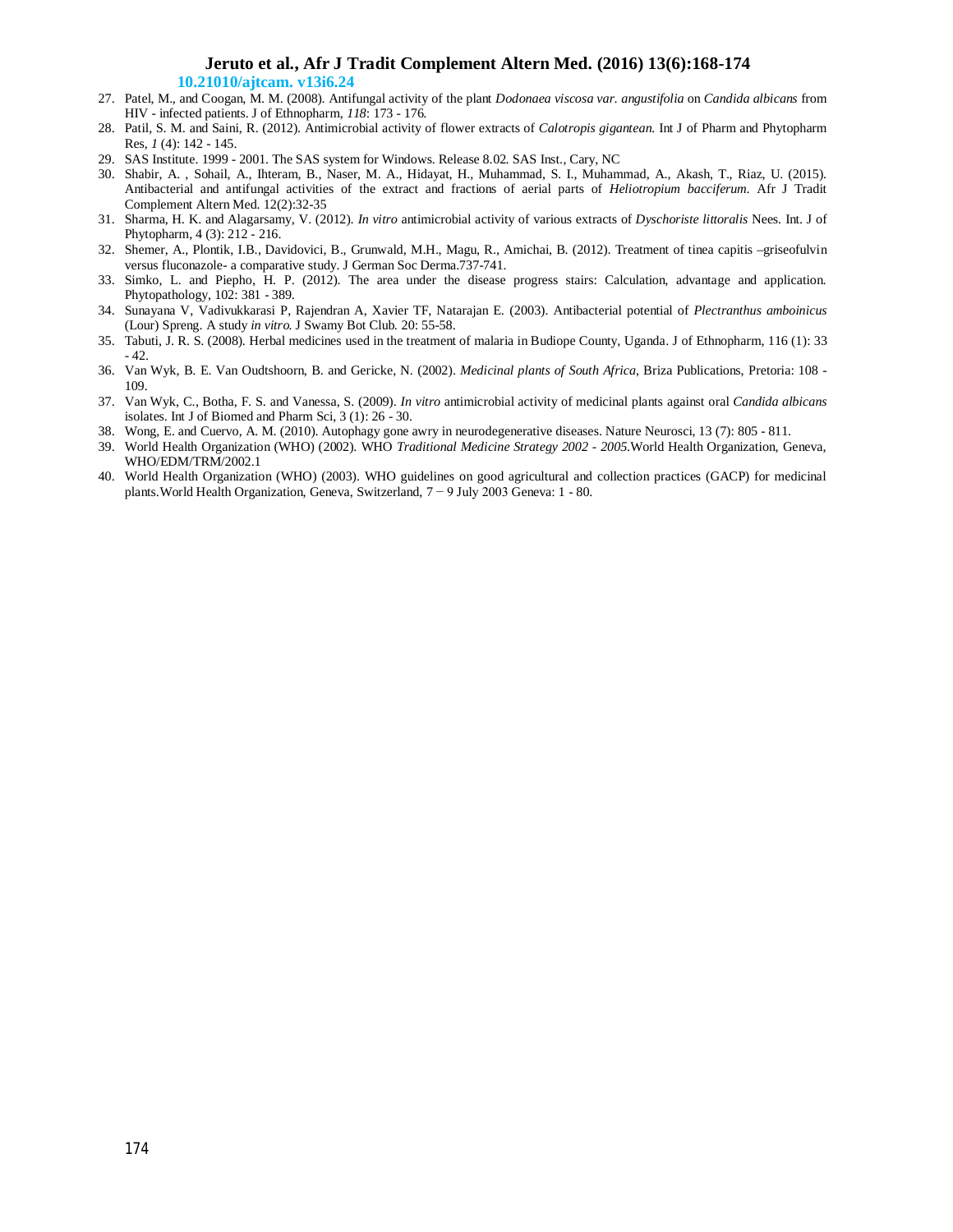27. Patel, M., and Coogan, M. M. (2008). Antifungal activity of the plant *Dodonaea viscosa var. angustifolia* on *Candida albicans* from HIV - infected patients. J of Ethnopharm, *118*: 173 - 176.
28. Patil, S. M. and Saini, R. (2012). Antimicrobial activity of flower extracts of *Calotropis gigantean*. Int J of Pharm and Phytopharm Res, *1* (4): 142 - 145.
29. SAS Institute. 1999 - 2001. The SAS system for Windows. Release 8.02. SAS Inst., Cary, NC
30. Shabir, A. , Sohail, A., Ihteram, B., Naser, M. A., Hidayat, H., Muhammad, S. I., Muhammad, A., Akash, T., Riaz, U. (2015). Antibacterial and antifungal activities of the extract and fractions of aerial parts of *Heliotropium bacciferum*. Afr J Tradit Complement Altern Med. 12(2):32-35
31. Sharma, H. K. and Alagarsamy, V. (2012). *In vitro* antimicrobial activity of various extracts of *Dyschoriste littoralis* Nees. Int. J of Phytopharm, 4 (3): 212 - 216.
32. Shemer, A., Plontik, I.B., Davidovici, B., Grunwald, M.H., Magu, R., Amichai, B. (2012). Treatment of tinea capitis –griseofulvin versus fluconazole- a comparative study. J German Soc Derma.737-741.
33. Simko, L. and Piepho, H. P. (2012). The area under the disease progress stairs: Calculation, advantage and application. Phytopathology, 102: 381 - 389.
34. Sunayana V, Vadivukkarasi P, Rajendran A, Xavier TF, Natarajan E. (2003). Antibacterial potential of *Plectranthus amboinicus* (Lour) Spreng. A study *in vitro*. J Swamy Bot Club. 20: 55-58.
35. Tabuti, J. R. S. (2008). Herbal medicines used in the treatment of malaria in Budiope County, Uganda. J of Ethnopharm, 116 (1): 33 - 42.
36. Van Wyk, B. E. Van Oudtshoorn, B. and Gericke, N. (2002). *Medicinal plants of South Africa*, Briza Publications, Pretoria: 108 - 109.
37. Van Wyk, C., Botha, F. S. and Vanessa, S. (2009). *In vitro* antimicrobial activity of medicinal plants against oral *Candida albicans* isolates. Int J of Biomed and Pharm Sci, 3 (1): 26 - 30.
38. Wong, E. and Cuervo, A. M. (2010). Autophagy gone awry in neurodegenerative diseases. Nature Neurosci, 13 (7): 805 - 811.
39. World Health Organization (WHO) (2002). WHO *Traditional Medicine Strategy 2002 - 2005*.World Health Organization, Geneva, WHO/EDM/TRM/2002.1
40. World Health Organization (WHO) (2003). WHO guidelines on good agricultural and collection practices (GACP) for medicinal plants.World Health Organization, Geneva, Switzerland, 7 − 9 July 2003 Geneva: 1 - 80.